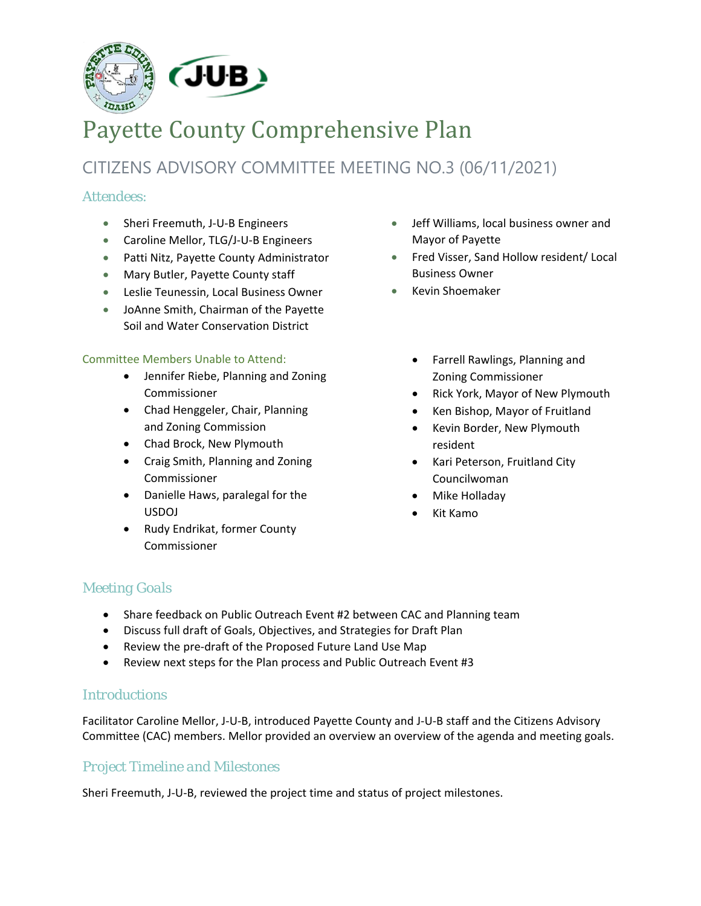# Payette County Comprehensive Plan

## CITIZENS ADVISORY COMMITTEE MEETING NO.3 (06/11/2021)

### Attendees:

- Sheri Freemuth, J-U-B Engineers
- Caroline Mellor, TLG/J-U-B Engineers
- Patti Nitz, Payette County Administrator
- Mary Butler, Payette County staff
- Leslie Teunessin, Local Business Owner
- JoAnne Smith, Chairman of the Payette Soil and Water Conservation District
- Jeff Williams, local business owner and Mayor of Payette
- Fred Visser, Sand Hollow resident/ Local Business Owner
- Kevin Shoemaker

#### Committee Members Unable to Attend:

- Jennifer Riebe, Planning and Zoning Commissioner
- Chad Henggeler, Chair, Planning and Zoning Commission
- Chad Brock, New Plymouth
- Craig Smith, Planning and Zoning Commissioner
- Danielle Haws, paralegal for the USDOJ
- Rudy Endrikat, former County Commissioner
- Farrell Rawlings, Planning and Zoning Commissioner
- Rick York, Mayor of New Plymouth
- Ken Bishop, Mayor of Fruitland
- Kevin Border, New Plymouth resident
- Kari Peterson, Fruitland City Councilwoman
- Mike Holladay
- Kit Kamo

### Meeting Goals

- Share feedback on Public Outreach Event #2 between CAC and Planning team
- Discuss full draft of Goals, Objectives, and Strategies for Draft Plan
- Review the pre-draft of the Proposed Future Land Use Map
- Review next steps for the Plan process and Public Outreach Event #3

### Introductions

Facilitator Caroline Mellor, J-U-B, introduced Payette County and J-U-B staff and the Citizens Advisory Committee (CAC) members. Mellor provided an overview an overview of the agenda and meeting goals.

### Project Timeline and Milestones

Sheri Freemuth, J-U-B, reviewed the project time and status of project milestones.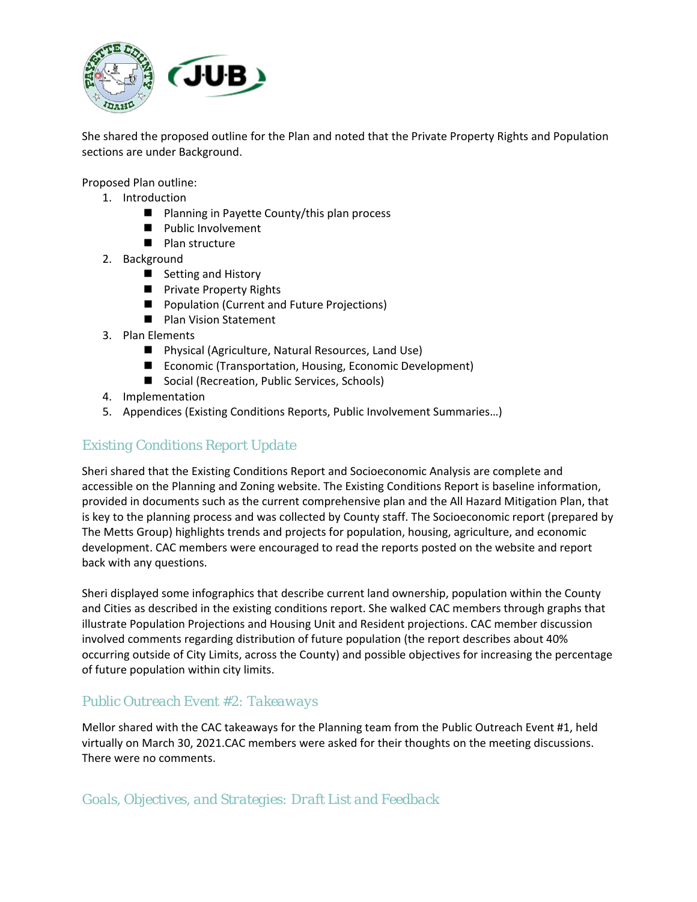She shared the proposed outline for the Plan and noted that the Private Property Rights and Population sections are under Background.

Proposed Plan outline:

1. Introduction
   - Planning in Payette County/this plan process
   - Public Involvement
   - Plan structure
2. Background
   - Setting and History
   - Private Property Rights
   - Population (Current and Future Projections)
   - Plan Vision Statement
3. Plan Elements
   - Physical (Agriculture, Natural Resources, Land Use)
   - Economic (Transportation, Housing, Economic Development)
   - Social (Recreation, Public Services, Schools)
4. Implementation
5. Appendices (Existing Conditions Reports, Public Involvement Summaries…)

## Existing Conditions Report Update

Sheri shared that the Existing Conditions Report and Socioeconomic Analysis are complete and accessible on the Planning and Zoning website. The Existing Conditions Report is baseline information, provided in documents such as the current comprehensive plan and the All Hazard Mitigation Plan, that is key to the planning process and was collected by County staff. The Socioeconomic report (prepared by The Metts Group) highlights trends and projects for population, housing, agriculture, and economic development. CAC members were encouraged to read the reports posted on the website and report back with any questions.

Sheri displayed some infographics that describe current land ownership, population within the County and Cities as described in the existing conditions report. She walked CAC members through graphs that illustrate Population Projections and Housing Unit and Resident projections. CAC member discussion involved comments regarding distribution of future population (the report describes about 40% occurring outside of City Limits, across the County) and possible objectives for increasing the percentage of future population within city limits.

## Public Outreach Event #2: Takeaways

Mellor shared with the CAC takeaways for the Planning team from the Public Outreach Event #1, held virtually on March 30, 2021.CAC members were asked for their thoughts on the meeting discussions. There were no comments.

## Goals, Objectives, and Strategies: Draft List and Feedback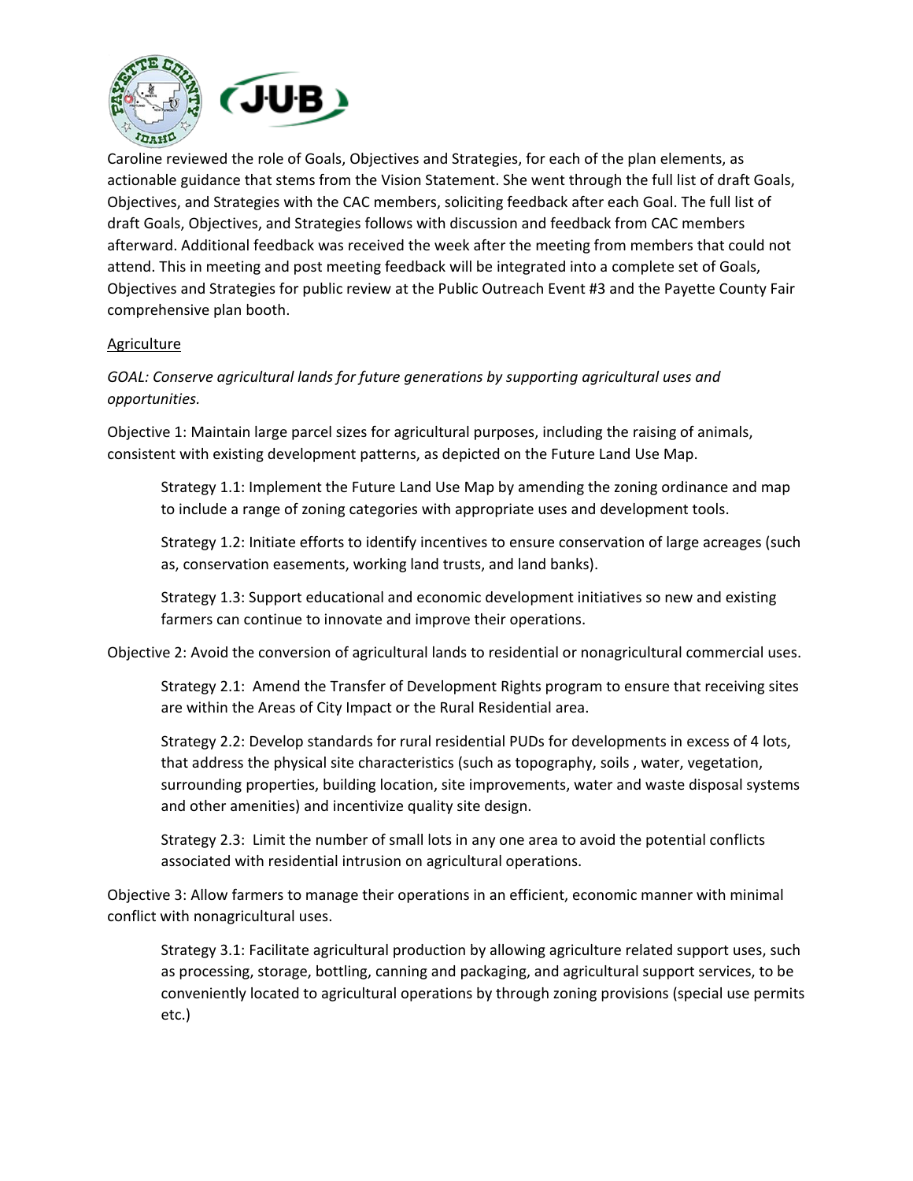Caroline reviewed the role of Goals, Objectives and Strategies, for each of the plan elements, as actionable guidance that stems from the Vision Statement. She went through the full list of draft Goals, Objectives, and Strategies with the CAC members, soliciting feedback after each Goal. The full list of draft Goals, Objectives, and Strategies follows with discussion and feedback from CAC members afterward. Additional feedback was received the week after the meeting from members that could not attend. This in meeting and post meeting feedback will be integrated into a complete set of Goals, Objectives and Strategies for public review at the Public Outreach Event #3 and the Payette County Fair comprehensive plan booth.

Agriculture

*GOAL: Conserve agricultural lands for future generations by supporting agricultural uses and opportunities.*

Objective 1: Maintain large parcel sizes for agricultural purposes, including the raising of animals, consistent with existing development patterns, as depicted on the Future Land Use Map.

> Strategy 1.1: Implement the Future Land Use Map by amending the zoning ordinance and map to include a range of zoning categories with appropriate uses and development tools.
>
> Strategy 1.2: Initiate efforts to identify incentives to ensure conservation of large acreages (such as, conservation easements, working land trusts, and land banks).
>
> Strategy 1.3: Support educational and economic development initiatives so new and existing farmers can continue to innovate and improve their operations.

Objective 2: Avoid the conversion of agricultural lands to residential or nonagricultural commercial uses.

> Strategy 2.1: Amend the Transfer of Development Rights program to ensure that receiving sites are within the Areas of City Impact or the Rural Residential area.
>
> Strategy 2.2: Develop standards for rural residential PUDs for developments in excess of 4 lots, that address the physical site characteristics (such as topography, soils , water, vegetation, surrounding properties, building location, site improvements, water and waste disposal systems and other amenities) and incentivize quality site design.
>
> Strategy 2.3: Limit the number of small lots in any one area to avoid the potential conflicts associated with residential intrusion on agricultural operations.

Objective 3: Allow farmers to manage their operations in an efficient, economic manner with minimal conflict with nonagricultural uses.

> Strategy 3.1: Facilitate agricultural production by allowing agriculture related support uses, such as processing, storage, bottling, canning and packaging, and agricultural support services, to be conveniently located to agricultural operations by through zoning provisions (special use permits etc.)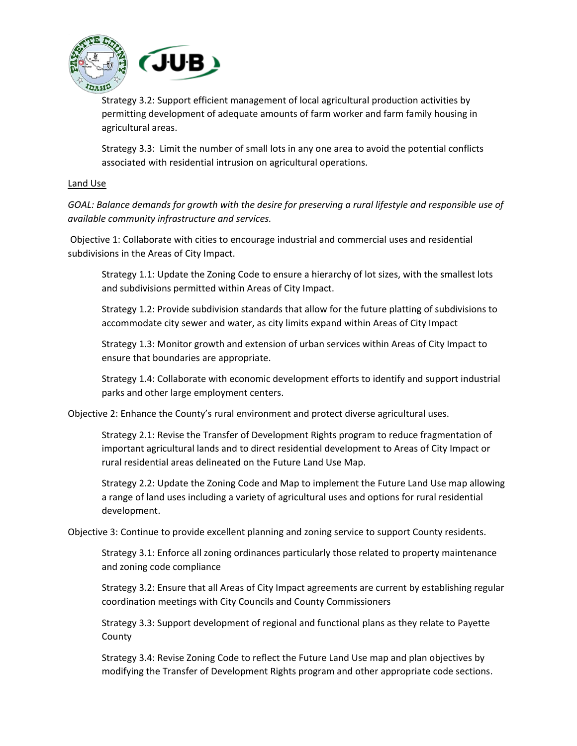Strategy 3.2: Support efficient management of local agricultural production activities by permitting development of adequate amounts of farm worker and farm family housing in agricultural areas.

Strategy 3.3: Limit the number of small lots in any one area to avoid the potential conflicts associated with residential intrusion on agricultural operations.

<u>Land Use</u>

*GOAL: Balance demands for growth with the desire for preserving a rural lifestyle and responsible use of available community infrastructure and services.*

Objective 1: Collaborate with cities to encourage industrial and commercial uses and residential subdivisions in the Areas of City Impact.

Strategy 1.1: Update the Zoning Code to ensure a hierarchy of lot sizes, with the smallest lots and subdivisions permitted within Areas of City Impact.

Strategy 1.2: Provide subdivision standards that allow for the future platting of subdivisions to accommodate city sewer and water, as city limits expand within Areas of City Impact

Strategy 1.3: Monitor growth and extension of urban services within Areas of City Impact to ensure that boundaries are appropriate.

Strategy 1.4: Collaborate with economic development efforts to identify and support industrial parks and other large employment centers.

Objective 2: Enhance the County's rural environment and protect diverse agricultural uses.

Strategy 2.1: Revise the Transfer of Development Rights program to reduce fragmentation of important agricultural lands and to direct residential development to Areas of City Impact or rural residential areas delineated on the Future Land Use Map.

Strategy 2.2: Update the Zoning Code and Map to implement the Future Land Use map allowing a range of land uses including a variety of agricultural uses and options for rural residential development.

Objective 3: Continue to provide excellent planning and zoning service to support County residents.

Strategy 3.1: Enforce all zoning ordinances particularly those related to property maintenance and zoning code compliance

Strategy 3.2: Ensure that all Areas of City Impact agreements are current by establishing regular coordination meetings with City Councils and County Commissioners

Strategy 3.3: Support development of regional and functional plans as they relate to Payette County

Strategy 3.4: Revise Zoning Code to reflect the Future Land Use map and plan objectives by modifying the Transfer of Development Rights program and other appropriate code sections.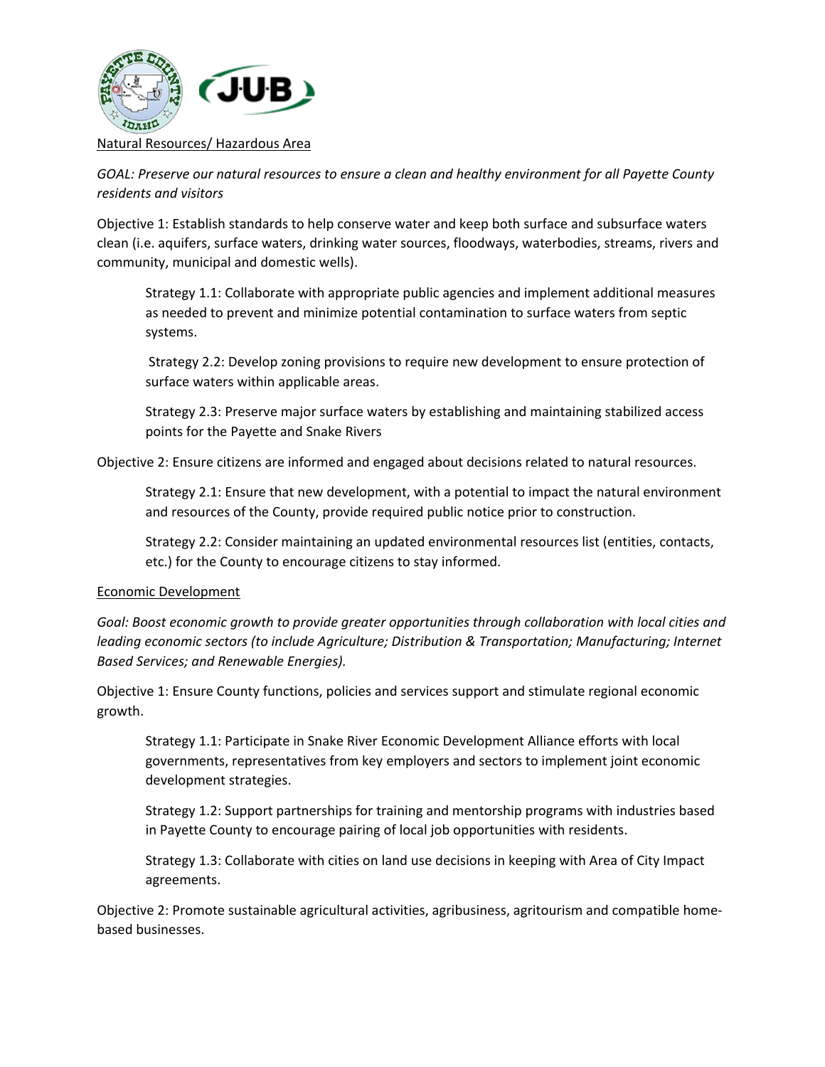Natural Resources/ Hazardous Area

*GOAL: Preserve our natural resources to ensure a clean and healthy environment for all Payette County residents and visitors*

Objective 1: Establish standards to help conserve water and keep both surface and subsurface waters clean (i.e. aquifers, surface waters, drinking water sources, floodways, waterbodies, streams, rivers and community, municipal and domestic wells).

> Strategy 1.1: Collaborate with appropriate public agencies and implement additional measures as needed to prevent and minimize potential contamination to surface waters from septic systems.
>
> Strategy 2.2: Develop zoning provisions to require new development to ensure protection of surface waters within applicable areas.
>
> Strategy 2.3: Preserve major surface waters by establishing and maintaining stabilized access points for the Payette and Snake Rivers

Objective 2: Ensure citizens are informed and engaged about decisions related to natural resources.

> Strategy 2.1: Ensure that new development, with a potential to impact the natural environment and resources of the County, provide required public notice prior to construction.
>
> Strategy 2.2: Consider maintaining an updated environmental resources list (entities, contacts, etc.) for the County to encourage citizens to stay informed.

Economic Development

*Goal: Boost economic growth to provide greater opportunities through collaboration with local cities and leading economic sectors (to include Agriculture; Distribution & Transportation; Manufacturing; Internet Based Services; and Renewable Energies).*

Objective 1: Ensure County functions, policies and services support and stimulate regional economic growth.

> Strategy 1.1: Participate in Snake River Economic Development Alliance efforts with local governments, representatives from key employers and sectors to implement joint economic development strategies.
>
> Strategy 1.2: Support partnerships for training and mentorship programs with industries based in Payette County to encourage pairing of local job opportunities with residents.
>
> Strategy 1.3: Collaborate with cities on land use decisions in keeping with Area of City Impact agreements.

Objective 2: Promote sustainable agricultural activities, agribusiness, agritourism and compatible home-based businesses.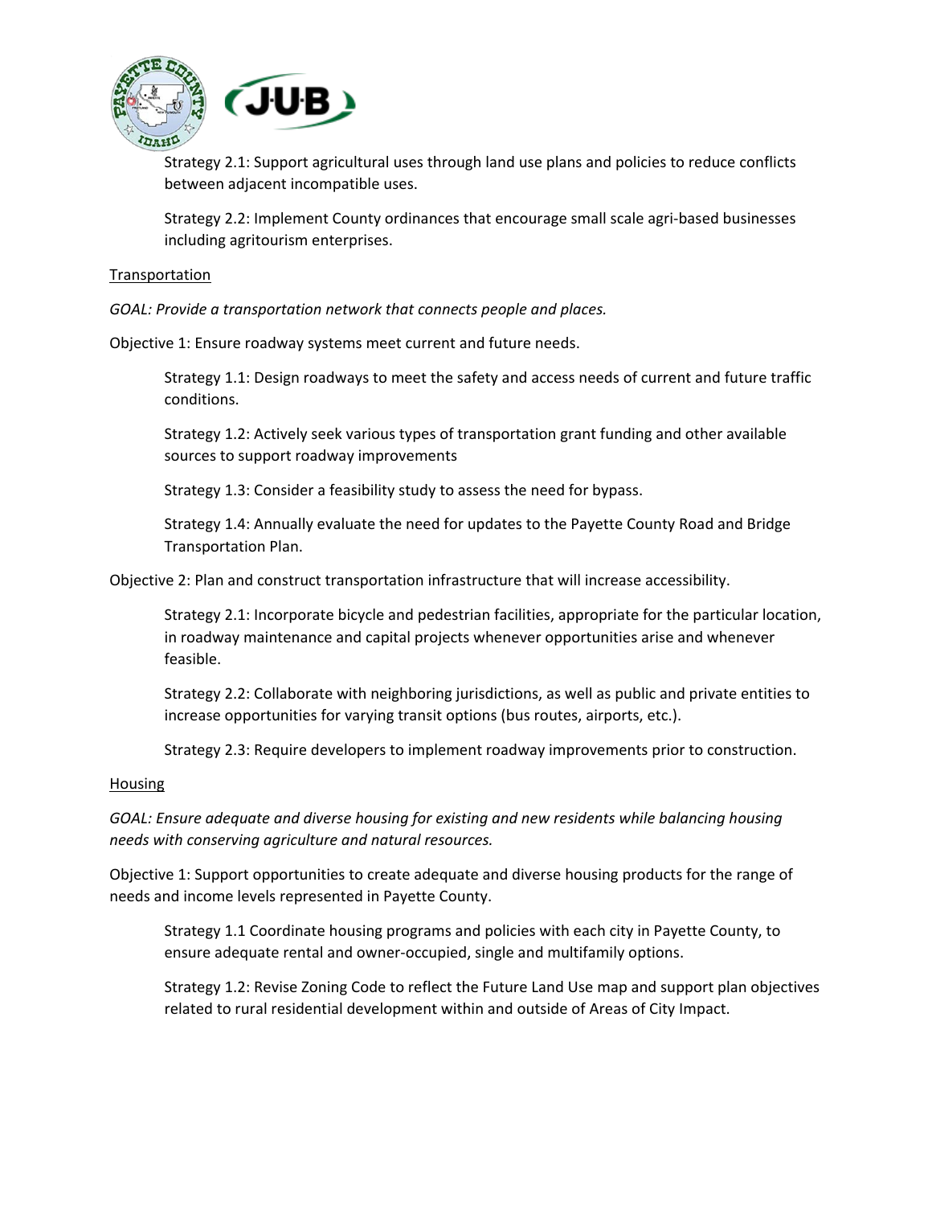Strategy 2.1: Support agricultural uses through land use plans and policies to reduce conflicts between adjacent incompatible uses.

Strategy 2.2: Implement County ordinances that encourage small scale agri-based businesses including agritourism enterprises.

Transportation

*GOAL: Provide a transportation network that connects people and places.*

Objective 1: Ensure roadway systems meet current and future needs.

Strategy 1.1: Design roadways to meet the safety and access needs of current and future traffic conditions.

Strategy 1.2: Actively seek various types of transportation grant funding and other available sources to support roadway improvements

Strategy 1.3: Consider a feasibility study to assess the need for bypass.

Strategy 1.4: Annually evaluate the need for updates to the Payette County Road and Bridge Transportation Plan.

Objective 2: Plan and construct transportation infrastructure that will increase accessibility.

Strategy 2.1: Incorporate bicycle and pedestrian facilities, appropriate for the particular location, in roadway maintenance and capital projects whenever opportunities arise and whenever feasible.

Strategy 2.2: Collaborate with neighboring jurisdictions, as well as public and private entities to increase opportunities for varying transit options (bus routes, airports, etc.).

Strategy 2.3: Require developers to implement roadway improvements prior to construction.

Housing

*GOAL: Ensure adequate and diverse housing for existing and new residents while balancing housing needs with conserving agriculture and natural resources.*

Objective 1: Support opportunities to create adequate and diverse housing products for the range of needs and income levels represented in Payette County.

Strategy 1.1 Coordinate housing programs and policies with each city in Payette County, to ensure adequate rental and owner-occupied, single and multifamily options.

Strategy 1.2: Revise Zoning Code to reflect the Future Land Use map and support plan objectives related to rural residential development within and outside of Areas of City Impact.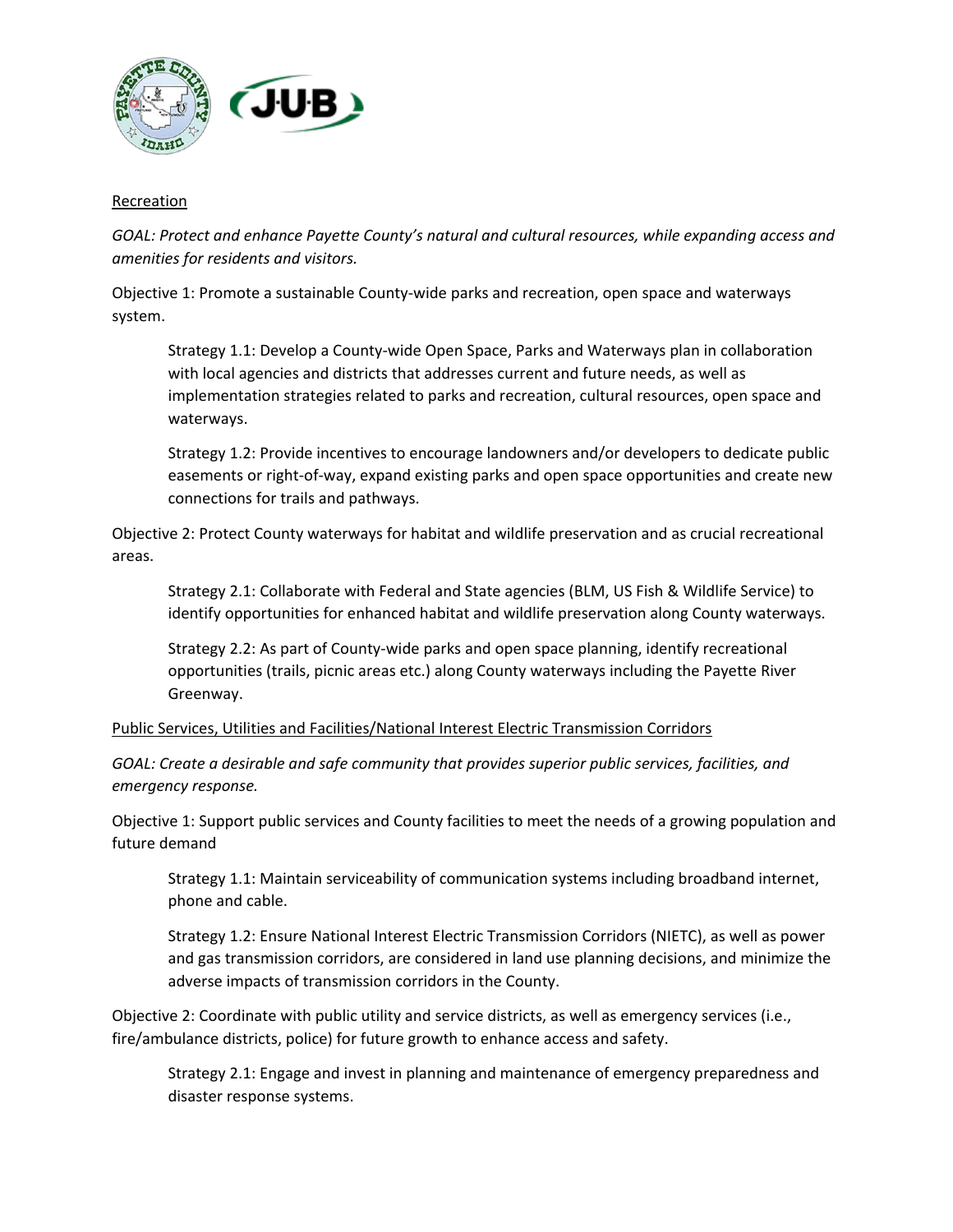## Recreation

*GOAL: Protect and enhance Payette County's natural and cultural resources, while expanding access and amenities for residents and visitors.*

Objective 1: Promote a sustainable County-wide parks and recreation, open space and waterways system.

> Strategy 1.1: Develop a County-wide Open Space, Parks and Waterways plan in collaboration with local agencies and districts that addresses current and future needs, as well as implementation strategies related to parks and recreation, cultural resources, open space and waterways.
>
> Strategy 1.2: Provide incentives to encourage landowners and/or developers to dedicate public easements or right-of-way, expand existing parks and open space opportunities and create new connections for trails and pathways.

Objective 2: Protect County waterways for habitat and wildlife preservation and as crucial recreational areas.

> Strategy 2.1: Collaborate with Federal and State agencies (BLM, US Fish & Wildlife Service) to identify opportunities for enhanced habitat and wildlife preservation along County waterways.
>
> Strategy 2.2: As part of County-wide parks and open space planning, identify recreational opportunities (trails, picnic areas etc.) along County waterways including the Payette River Greenway.

## Public Services, Utilities and Facilities/National Interest Electric Transmission Corridors

*GOAL: Create a desirable and safe community that provides superior public services, facilities, and emergency response.*

Objective 1: Support public services and County facilities to meet the needs of a growing population and future demand

> Strategy 1.1: Maintain serviceability of communication systems including broadband internet, phone and cable.
>
> Strategy 1.2: Ensure National Interest Electric Transmission Corridors (NIETC), as well as power and gas transmission corridors, are considered in land use planning decisions, and minimize the adverse impacts of transmission corridors in the County.

Objective 2: Coordinate with public utility and service districts, as well as emergency services (i.e., fire/ambulance districts, police) for future growth to enhance access and safety.

> Strategy 2.1: Engage and invest in planning and maintenance of emergency preparedness and disaster response systems.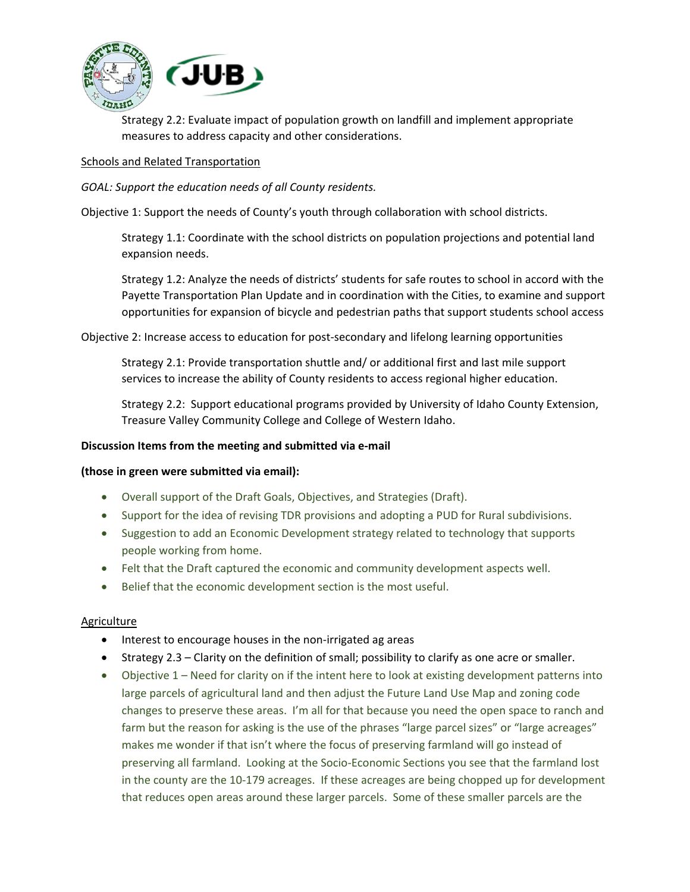Strategy 2.2: Evaluate impact of population growth on landfill and implement appropriate measures to address capacity and other considerations.

Schools and Related Transportation

*GOAL: Support the education needs of all County residents.*

Objective 1: Support the needs of County's youth through collaboration with school districts.

Strategy 1.1: Coordinate with the school districts on population projections and potential land expansion needs.

Strategy 1.2: Analyze the needs of districts' students for safe routes to school in accord with the Payette Transportation Plan Update and in coordination with the Cities, to examine and support opportunities for expansion of bicycle and pedestrian paths that support students school access

Objective 2: Increase access to education for post-secondary and lifelong learning opportunities

Strategy 2.1: Provide transportation shuttle and/ or additional first and last mile support services to increase the ability of County residents to access regional higher education.

Strategy 2.2: Support educational programs provided by University of Idaho County Extension, Treasure Valley Community College and College of Western Idaho.

**Discussion Items from the meeting and submitted via e-mail**

**(those in green were submitted via email):**

- Overall support of the Draft Goals, Objectives, and Strategies (Draft).
- Support for the idea of revising TDR provisions and adopting a PUD for Rural subdivisions.
- Suggestion to add an Economic Development strategy related to technology that supports people working from home.
- Felt that the Draft captured the economic and community development aspects well.
- Belief that the economic development section is the most useful.

Agriculture

- Interest to encourage houses in the non-irrigated ag areas
- Strategy 2.3 – Clarity on the definition of small; possibility to clarify as one acre or smaller.
- Objective 1 – Need for clarity on if the intent here to look at existing development patterns into large parcels of agricultural land and then adjust the Future Land Use Map and zoning code changes to preserve these areas. I'm all for that because you need the open space to ranch and farm but the reason for asking is the use of the phrases "large parcel sizes" or "large acreages" makes me wonder if that isn't where the focus of preserving farmland will go instead of preserving all farmland. Looking at the Socio-Economic Sections you see that the farmland lost in the county are the 10-179 acreages. If these acreages are being chopped up for development that reduces open areas around these larger parcels. Some of these smaller parcels are the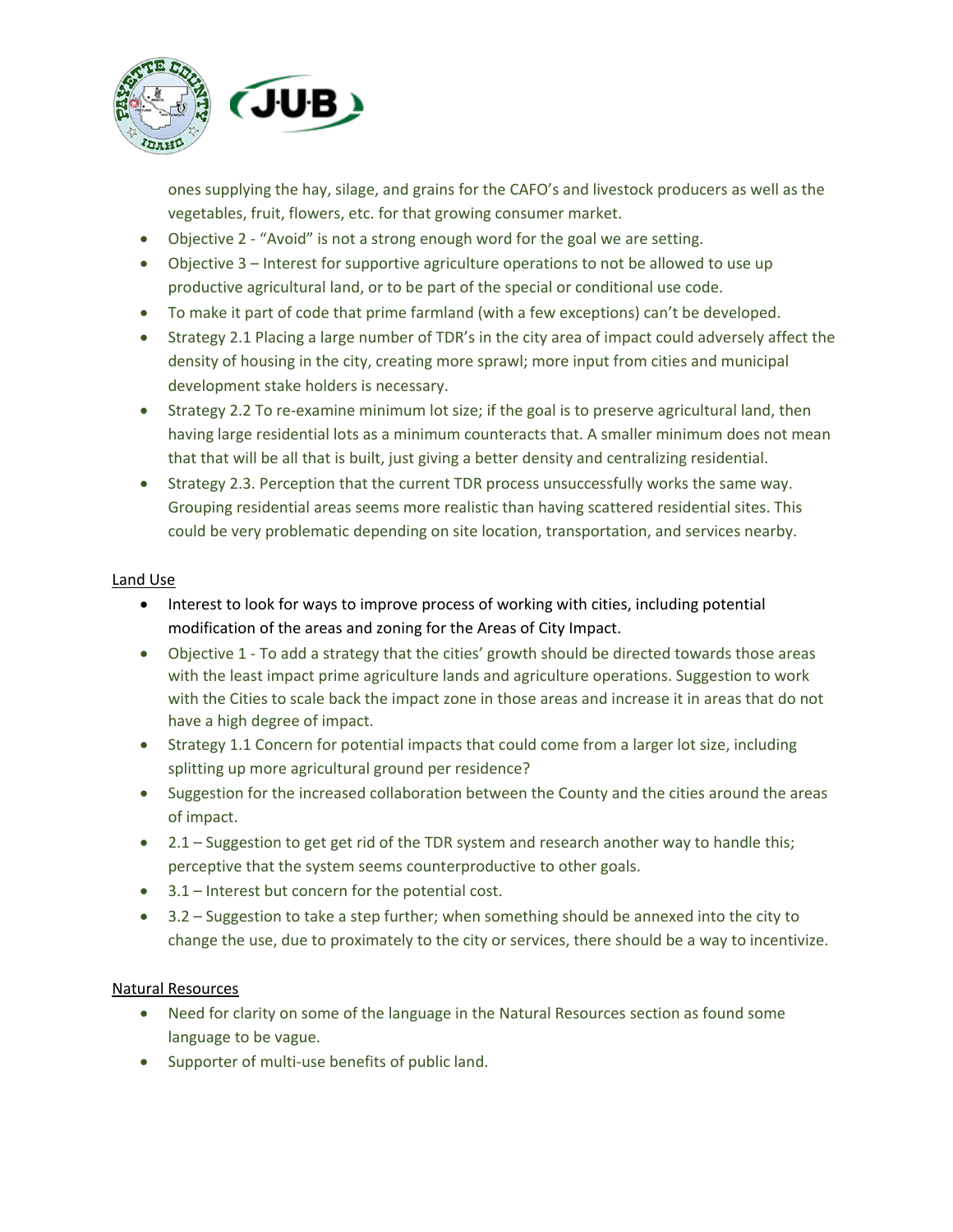ones supplying the hay, silage, and grains for the CAFO's and livestock producers as well as the vegetables, fruit, flowers, etc. for that growing consumer market.

- Objective 2 - "Avoid" is not a strong enough word for the goal we are setting.
- Objective 3 – Interest for supportive agriculture operations to not be allowed to use up productive agricultural land, or to be part of the special or conditional use code.
- To make it part of code that prime farmland (with a few exceptions) can't be developed.
- Strategy 2.1 Placing a large number of TDR's in the city area of impact could adversely affect the density of housing in the city, creating more sprawl; more input from cities and municipal development stake holders is necessary.
- Strategy 2.2 To re-examine minimum lot size; if the goal is to preserve agricultural land, then having large residential lots as a minimum counteracts that. A smaller minimum does not mean that that will be all that is built, just giving a better density and centralizing residential.
- Strategy 2.3. Perception that the current TDR process unsuccessfully works the same way. Grouping residential areas seems more realistic than having scattered residential sites. This could be very problematic depending on site location, transportation, and services nearby.

<u>Land Use</u>

- Interest to look for ways to improve process of working with cities, including potential modification of the areas and zoning for the Areas of City Impact.
- Objective 1 - To add a strategy that the cities' growth should be directed towards those areas with the least impact prime agriculture lands and agriculture operations. Suggestion to work with the Cities to scale back the impact zone in those areas and increase it in areas that do not have a high degree of impact.
- Strategy 1.1 Concern for potential impacts that could come from a larger lot size, including splitting up more agricultural ground per residence?
- Suggestion for the increased collaboration between the County and the cities around the areas of impact.
- 2.1 – Suggestion to get get rid of the TDR system and research another way to handle this; perceptive that the system seems counterproductive to other goals.
- 3.1 – Interest but concern for the potential cost.
- 3.2 – Suggestion to take a step further; when something should be annexed into the city to change the use, due to proximately to the city or services, there should be a way to incentivize.

<u>Natural Resources</u>

- Need for clarity on some of the language in the Natural Resources section as found some language to be vague.
- Supporter of multi-use benefits of public land.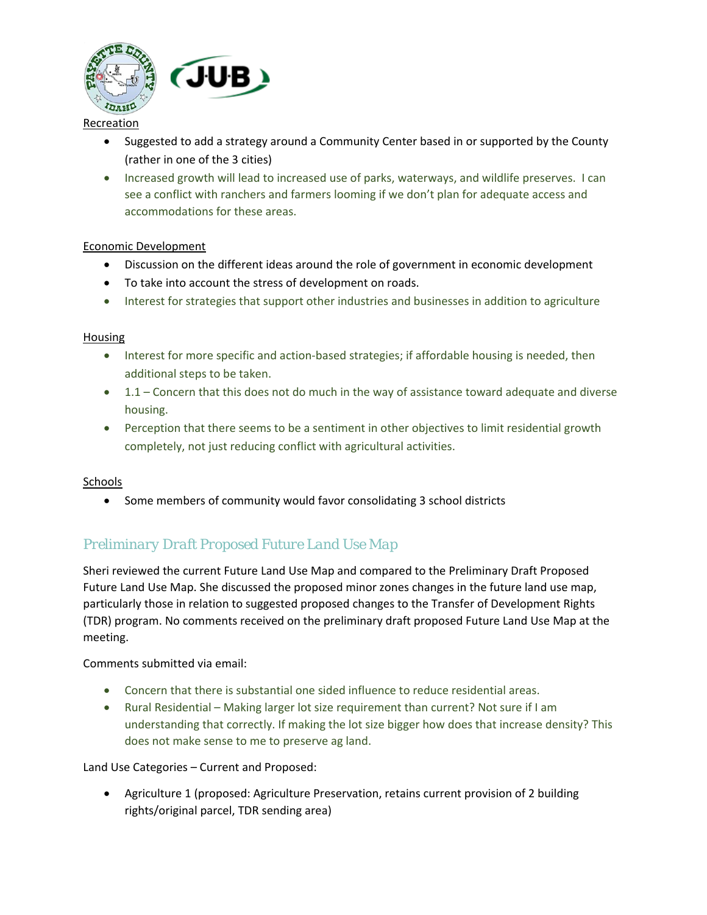Recreation

- Suggested to add a strategy around a Community Center based in or supported by the County (rather in one of the 3 cities)
- Increased growth will lead to increased use of parks, waterways, and wildlife preserves. I can see a conflict with ranchers and farmers looming if we don't plan for adequate access and accommodations for these areas.

Economic Development

- Discussion on the different ideas around the role of government in economic development
- To take into account the stress of development on roads.
- Interest for strategies that support other industries and businesses in addition to agriculture

Housing

- Interest for more specific and action-based strategies; if affordable housing is needed, then additional steps to be taken.
- 1.1 – Concern that this does not do much in the way of assistance toward adequate and diverse housing.
- Perception that there seems to be a sentiment in other objectives to limit residential growth completely, not just reducing conflict with agricultural activities.

Schools

- Some members of community would favor consolidating 3 school districts

## Preliminary Draft Proposed Future Land Use Map

Sheri reviewed the current Future Land Use Map and compared to the Preliminary Draft Proposed Future Land Use Map. She discussed the proposed minor zones changes in the future land use map, particularly those in relation to suggested proposed changes to the Transfer of Development Rights (TDR) program. No comments received on the preliminary draft proposed Future Land Use Map at the meeting.

Comments submitted via email:

- Concern that there is substantial one sided influence to reduce residential areas.
- Rural Residential – Making larger lot size requirement than current? Not sure if I am understanding that correctly. If making the lot size bigger how does that increase density? This does not make sense to me to preserve ag land.

Land Use Categories – Current and Proposed:

- Agriculture 1 (proposed: Agriculture Preservation, retains current provision of 2 building rights/original parcel, TDR sending area)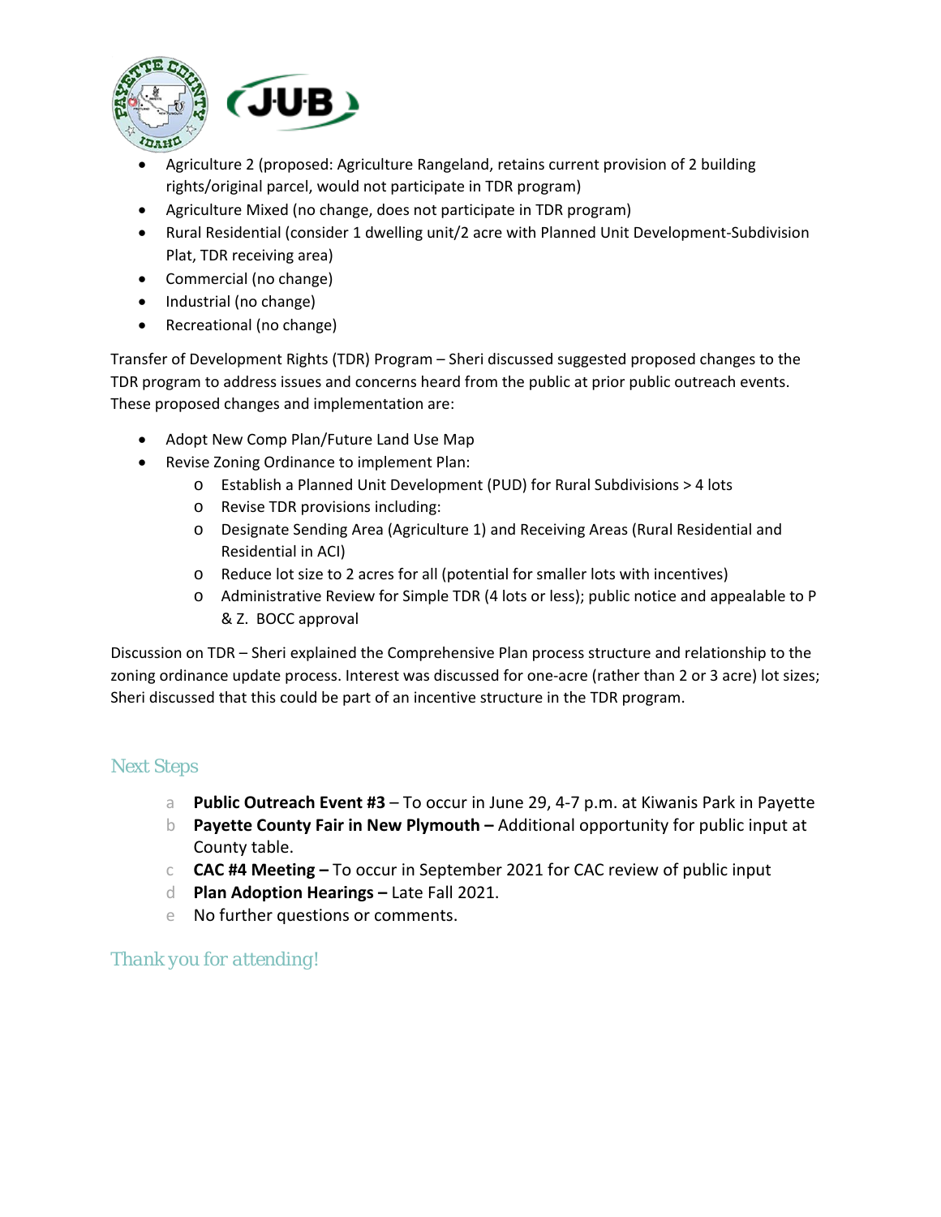- Agriculture 2 (proposed: Agriculture Rangeland, retains current provision of 2 building rights/original parcel, would not participate in TDR program)
- Agriculture Mixed (no change, does not participate in TDR program)
- Rural Residential (consider 1 dwelling unit/2 acre with Planned Unit Development-Subdivision Plat, TDR receiving area)
- Commercial (no change)
- Industrial (no change)
- Recreational (no change)

Transfer of Development Rights (TDR) Program – Sheri discussed suggested proposed changes to the TDR program to address issues and concerns heard from the public at prior public outreach events. These proposed changes and implementation are:

- Adopt New Comp Plan/Future Land Use Map
- Revise Zoning Ordinance to implement Plan:
  - Establish a Planned Unit Development (PUD) for Rural Subdivisions > 4 lots
  - Revise TDR provisions including:
  - Designate Sending Area (Agriculture 1) and Receiving Areas (Rural Residential and Residential in ACI)
  - Reduce lot size to 2 acres for all (potential for smaller lots with incentives)
  - Administrative Review for Simple TDR (4 lots or less); public notice and appealable to P & Z. BOCC approval

Discussion on TDR – Sheri explained the Comprehensive Plan process structure and relationship to the zoning ordinance update process. Interest was discussed for one-acre (rather than 2 or 3 acre) lot sizes; Sheri discussed that this could be part of an incentive structure in the TDR program.

## Next Steps

a. **Public Outreach Event #3** – To occur in June 29, 4-7 p.m. at Kiwanis Park in Payette
b. **Payette County Fair in New Plymouth –** Additional opportunity for public input at County table.
c. **CAC #4 Meeting –** To occur in September 2021 for CAC review of public input
d. **Plan Adoption Hearings –** Late Fall 2021.
e. No further questions or comments.

*Thank you for attending!*